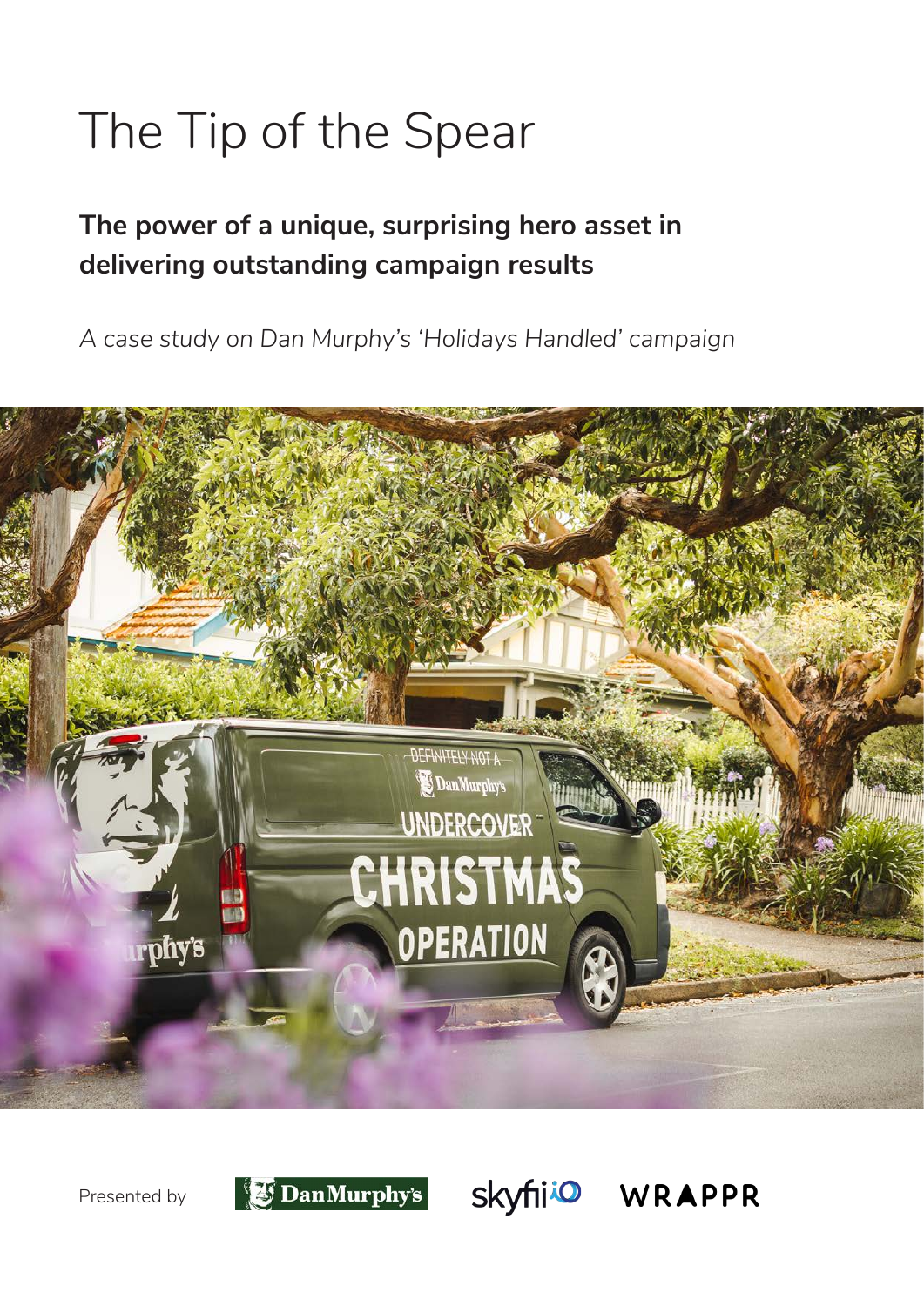# The Tip of the Spear

## The power of a unique, surprising hero asset in delivering outstanding campaign results

*A case study on Dan Murphy's 'Holidays Handled' campaign*

Presented by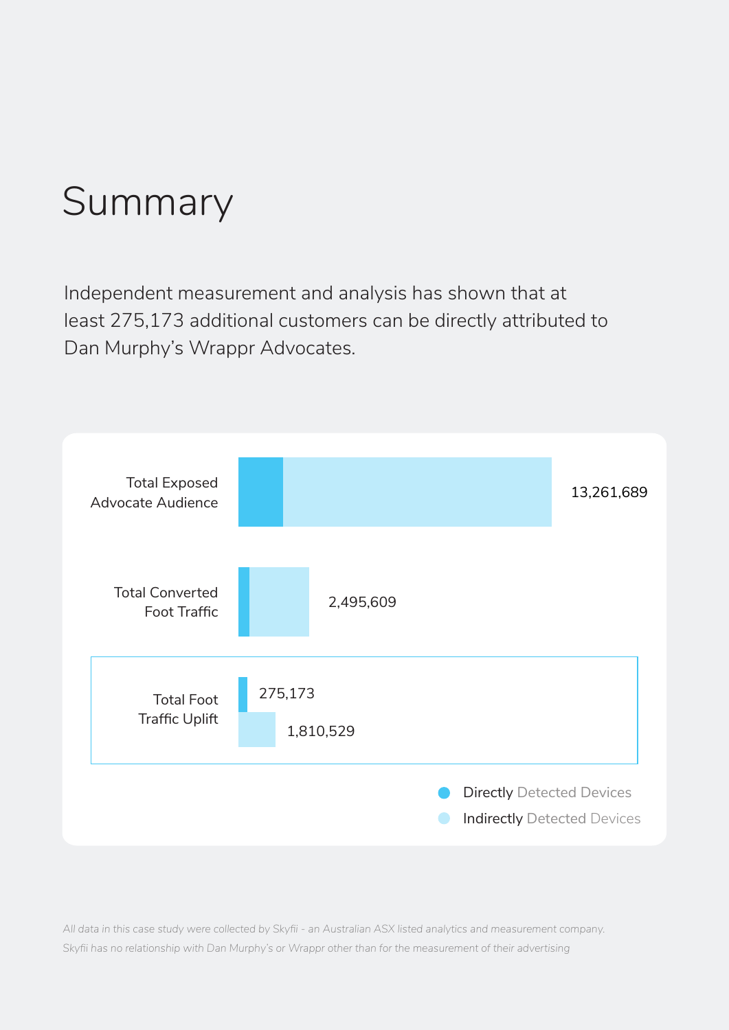# Summary

Independent measurement and analysis has shown that at least 275,173 additional customers can be directly attributed to Dan Murphy's Wrappr Advocates.

| | Directly Detected Devices | Indirectly Detected Devices | Total |
|---|---|---|---|
| Total Exposed Advocate Audience | | | 13,261,689 |
| Total Converted Foot Traffic | | | 2,495,609 |
| Total Foot Traffic Uplift | 275,173 | 1,810,529 | |

*All data in this case study were collected by Skyfii - an Australian ASX listed analytics and measurement company. Skyfii has no relationship with Dan Murphy's or Wrappr other than for the measurement of their advertising*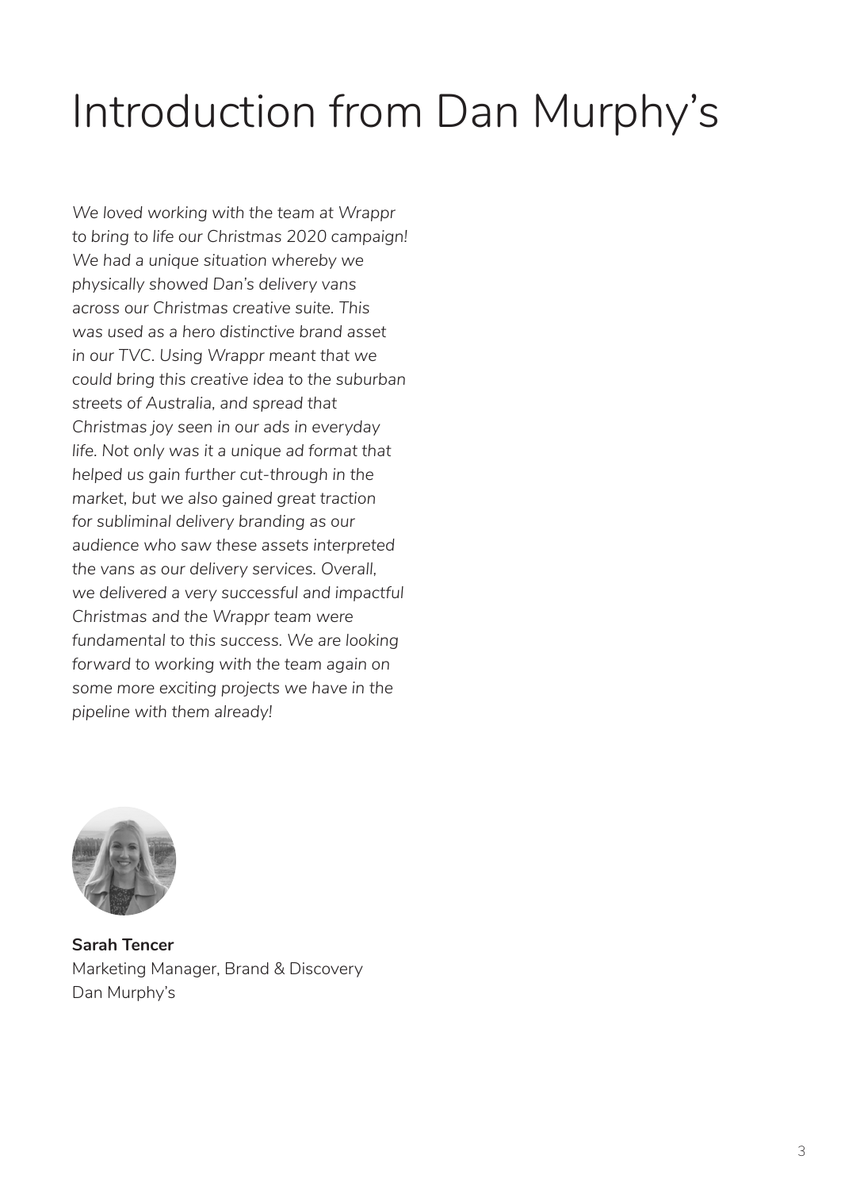# Introduction from Dan Murphy's

*We loved working with the team at Wrappr to bring to life our Christmas 2020 campaign! We had a unique situation whereby we physically showed Dan's delivery vans across our Christmas creative suite. This was used as a hero distinctive brand asset in our TVC. Using Wrappr meant that we could bring this creative idea to the suburban streets of Australia, and spread that Christmas joy seen in our ads in everyday life. Not only was it a unique ad format that helped us gain further cut-through in the market, but we also gained great traction for subliminal delivery branding as our audience who saw these assets interpreted the vans as our delivery services. Overall, we delivered a very successful and impactful Christmas and the Wrappr team were fundamental to this success. We are looking forward to working with the team again on some more exciting projects we have in the pipeline with them already!*

**Sarah Tencer**
Marketing Manager, Brand & Discovery
Dan Murphy's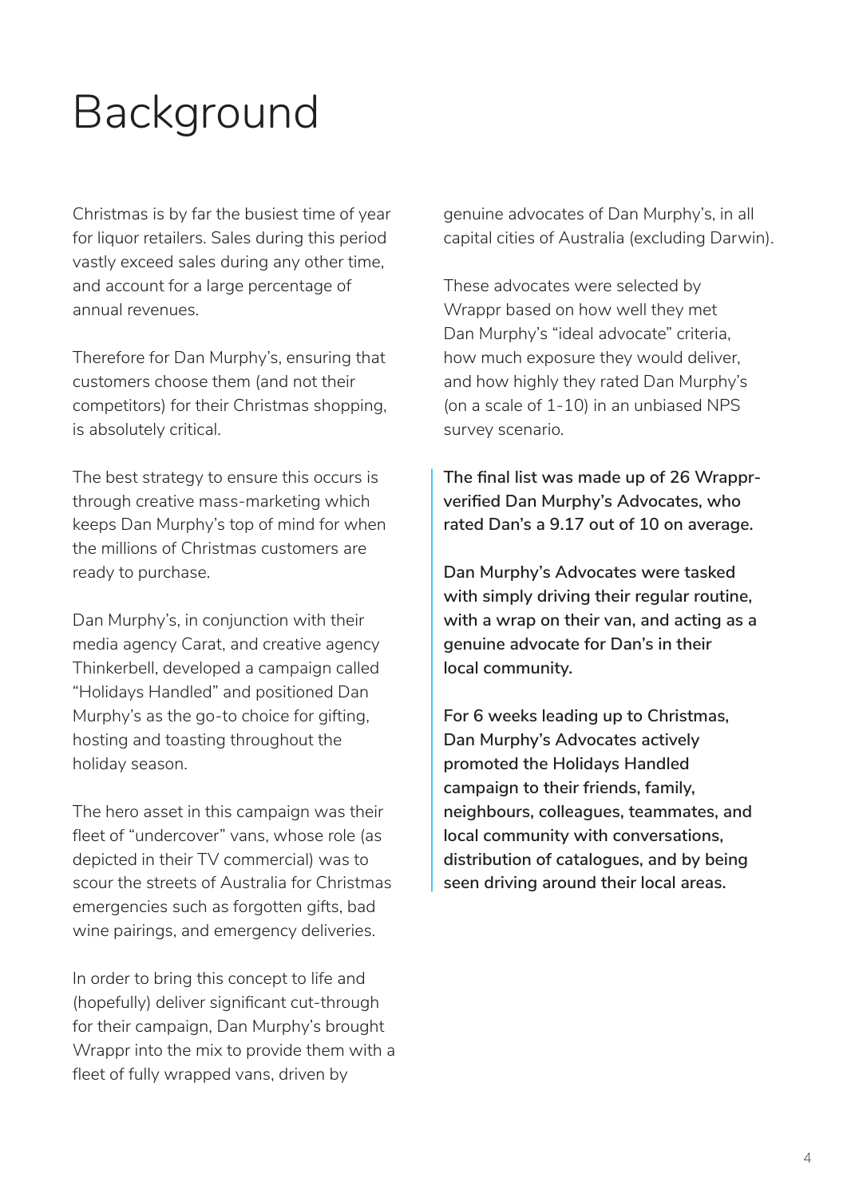# Background

Christmas is by far the busiest time of year for liquor retailers. Sales during this period vastly exceed sales during any other time, and account for a large percentage of annual revenues.

Therefore for Dan Murphy's, ensuring that customers choose them (and not their competitors) for their Christmas shopping, is absolutely critical.

The best strategy to ensure this occurs is through creative mass-marketing which keeps Dan Murphy's top of mind for when the millions of Christmas customers are ready to purchase.

Dan Murphy's, in conjunction with their media agency Carat, and creative agency Thinkerbell, developed a campaign called "Holidays Handled" and positioned Dan Murphy's as the go-to choice for gifting, hosting and toasting throughout the holiday season.

The hero asset in this campaign was their fleet of "undercover" vans, whose role (as depicted in their TV commercial) was to scour the streets of Australia for Christmas emergencies such as forgotten gifts, bad wine pairings, and emergency deliveries.

In order to bring this concept to life and (hopefully) deliver significant cut-through for their campaign, Dan Murphy's brought Wrappr into the mix to provide them with a fleet of fully wrapped vans, driven by genuine advocates of Dan Murphy's, in all capital cities of Australia (excluding Darwin).

These advocates were selected by Wrappr based on how well they met Dan Murphy's "ideal advocate" criteria, how much exposure they would deliver, and how highly they rated Dan Murphy's (on a scale of 1-10) in an unbiased NPS survey scenario.

**The final list was made up of 26 Wrappr-verified Dan Murphy's Advocates, who rated Dan's a 9.17 out of 10 on average.**

**Dan Murphy's Advocates were tasked with simply driving their regular routine, with a wrap on their van, and acting as a genuine advocate for Dan's in their local community.**

**For 6 weeks leading up to Christmas, Dan Murphy's Advocates actively promoted the Holidays Handled campaign to their friends, family, neighbours, colleagues, teammates, and local community with conversations, distribution of catalogues, and by being seen driving around their local areas.**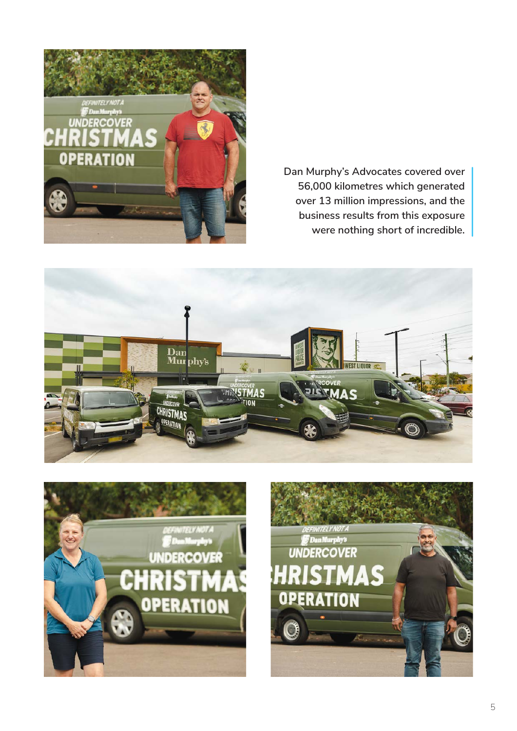Dan Murphy's Advocates covered over 56,000 kilometres which generated over 13 million impressions, and the business results from this exposure were nothing short of incredible.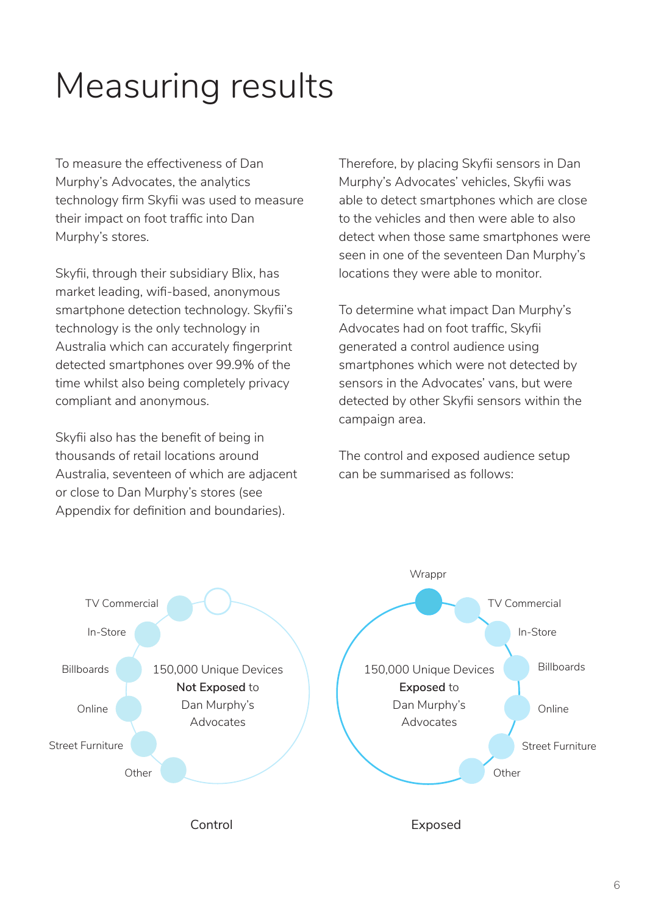# Measuring results

To measure the effectiveness of Dan Murphy's Advocates, the analytics technology firm Skyfii was used to measure their impact on foot traffic into Dan Murphy's stores.

Skyfii, through their subsidiary Blix, has market leading, wifi-based, anonymous smartphone detection technology. Skyfii's technology is the only technology in Australia which can accurately fingerprint detected smartphones over 99.9% of the time whilst also being completely privacy compliant and anonymous.

Skyfii also has the benefit of being in thousands of retail locations around Australia, seventeen of which are adjacent or close to Dan Murphy's stores (see Appendix for definition and boundaries).

Therefore, by placing Skyfii sensors in Dan Murphy's Advocates' vehicles, Skyfii was able to detect smartphones which are close to the vehicles and then were able to also detect when those same smartphones were seen in one of the seventeen Dan Murphy's locations they were able to monitor.

To determine what impact Dan Murphy's Advocates had on foot traffic, Skyfii generated a control audience using smartphones which were not detected by sensors in the Advocates' vans, but were detected by other Skyfii sensors within the campaign area.

The control and exposed audience setup can be summarised as follows:

**Control**: 150,000 Unique Devices **Not Exposed** to Dan Murphy's Advocates
- TV Commercial
- In-Store
- Billboards
- Online
- Street Furniture
- Other

**Exposed**: 150,000 Unique Devices **Exposed** to Dan Murphy's Advocates
- Wrappr
- TV Commercial
- In-Store
- Billboards
- Online
- Street Furniture
- Other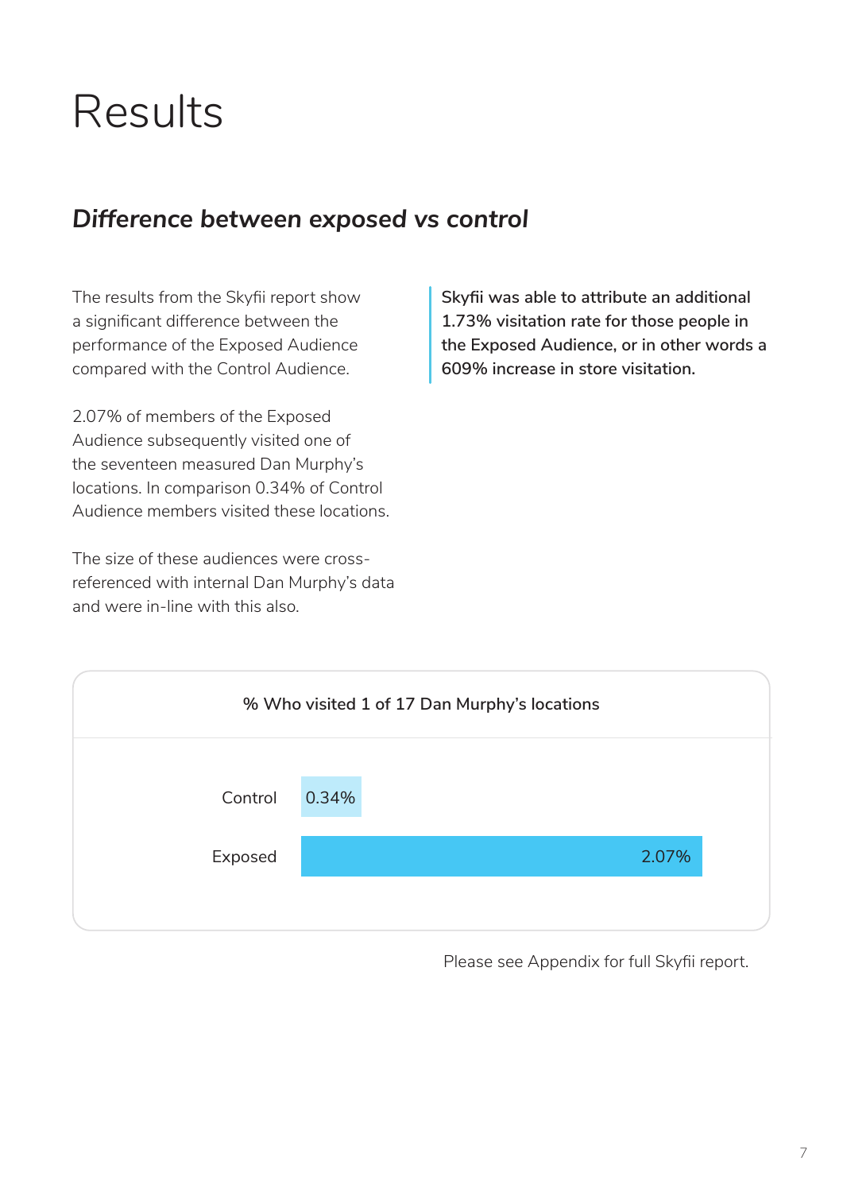# Results

## *Difference between exposed vs control*

The results from the Skyfii report show a significant difference between the performance of the Exposed Audience compared with the Control Audience.

2.07% of members of the Exposed Audience subsequently visited one of the seventeen measured Dan Murphy's locations. In comparison 0.34% of Control Audience members visited these locations.

The size of these audiences were cross-referenced with internal Dan Murphy's data and were in-line with this also.

**Skyfii was able to attribute an additional 1.73% visitation rate for those people in the Exposed Audience, or in other words a 609% increase in store visitation.**

% Who visited 1 of 17 Dan Murphy's locations

| Audience | % Who visited |
| --- | --- |
| Control | 0.34% |
| Exposed | 2.07% |

Please see Appendix for full Skyfii report.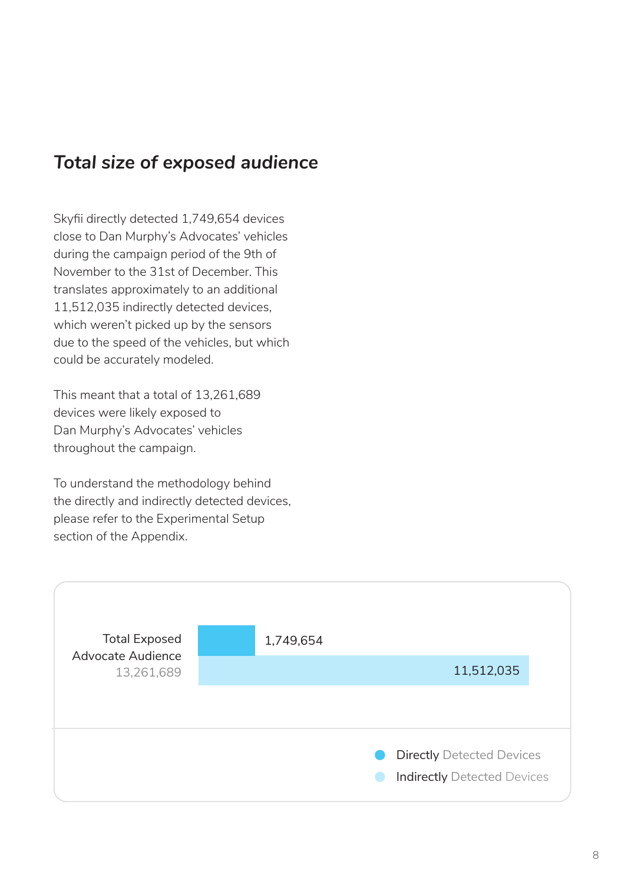## *Total size of exposed audience*

Skyfii directly detected 1,749,654 devices close to Dan Murphy's Advocates' vehicles during the campaign period of the 9th of November to the 31st of December. This translates approximately to an additional 11,512,035 indirectly detected devices, which weren't picked up by the sensors due to the speed of the vehicles, but which could be accurately modeled.

This meant that a total of 13,261,689 devices were likely exposed to Dan Murphy's Advocates' vehicles throughout the campaign.

To understand the methodology behind the directly and indirectly detected devices, please refer to the Experimental Setup section of the Appendix.

| | Directly Detected Devices | Indirectly Detected Devices |
|---|---|---|
| Total Exposed Advocate Audience 13,261,689 | 1,749,654 | 11,512,035 |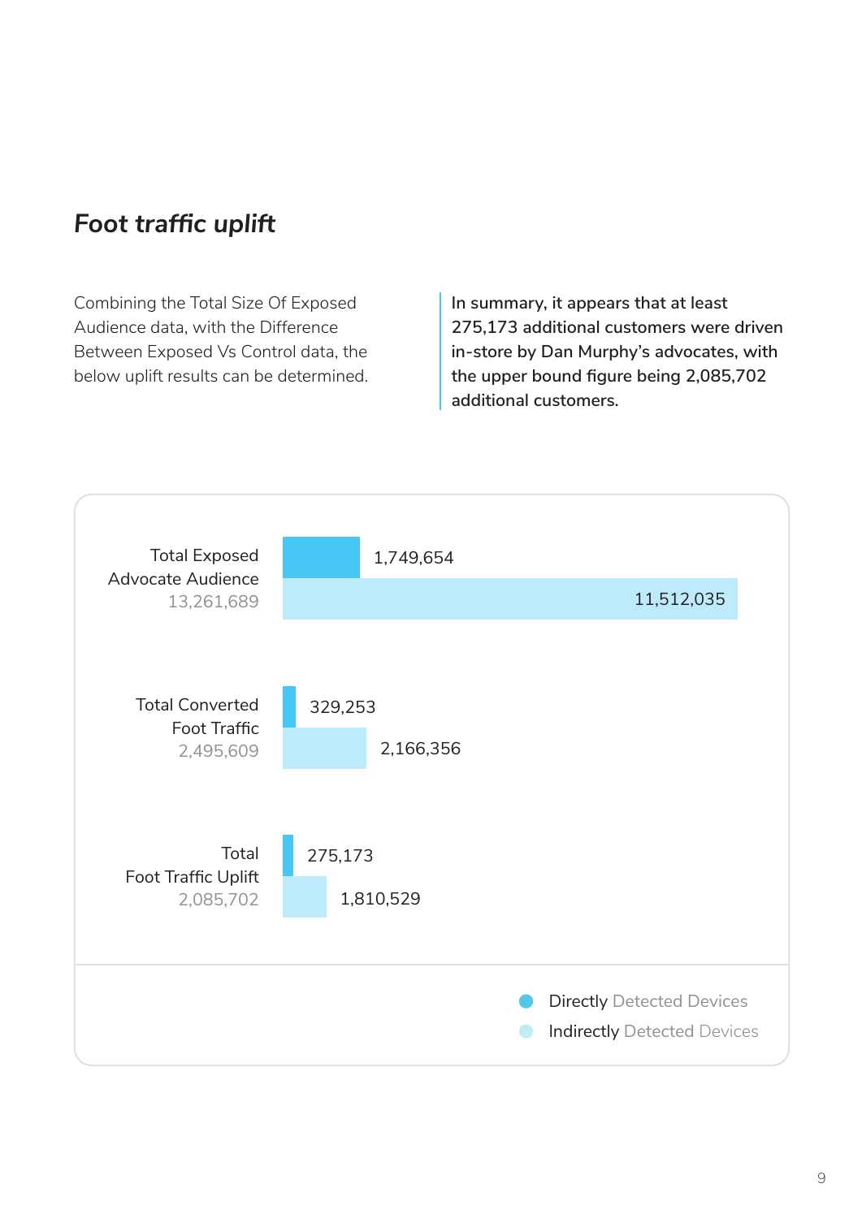## *Foot traffic uplift*

Combining the Total Size Of Exposed Audience data, with the Difference Between Exposed Vs Control data, the below uplift results can be determined.

**In summary, it appears that at least 275,173 additional customers were driven in-store by Dan Murphy's advocates, with the upper bound figure being 2,085,702 additional customers.**

| | Total | Directly Detected Devices | Indirectly Detected Devices |
|---|---|---|---|
| Total Exposed Advocate Audience | 13,261,689 | 1,749,654 | 11,512,035 |
| Total Converted Foot Traffic | 2,495,609 | 329,253 | 2,166,356 |
| Total Foot Traffic Uplift | 2,085,702 | 275,173 | 1,810,529 |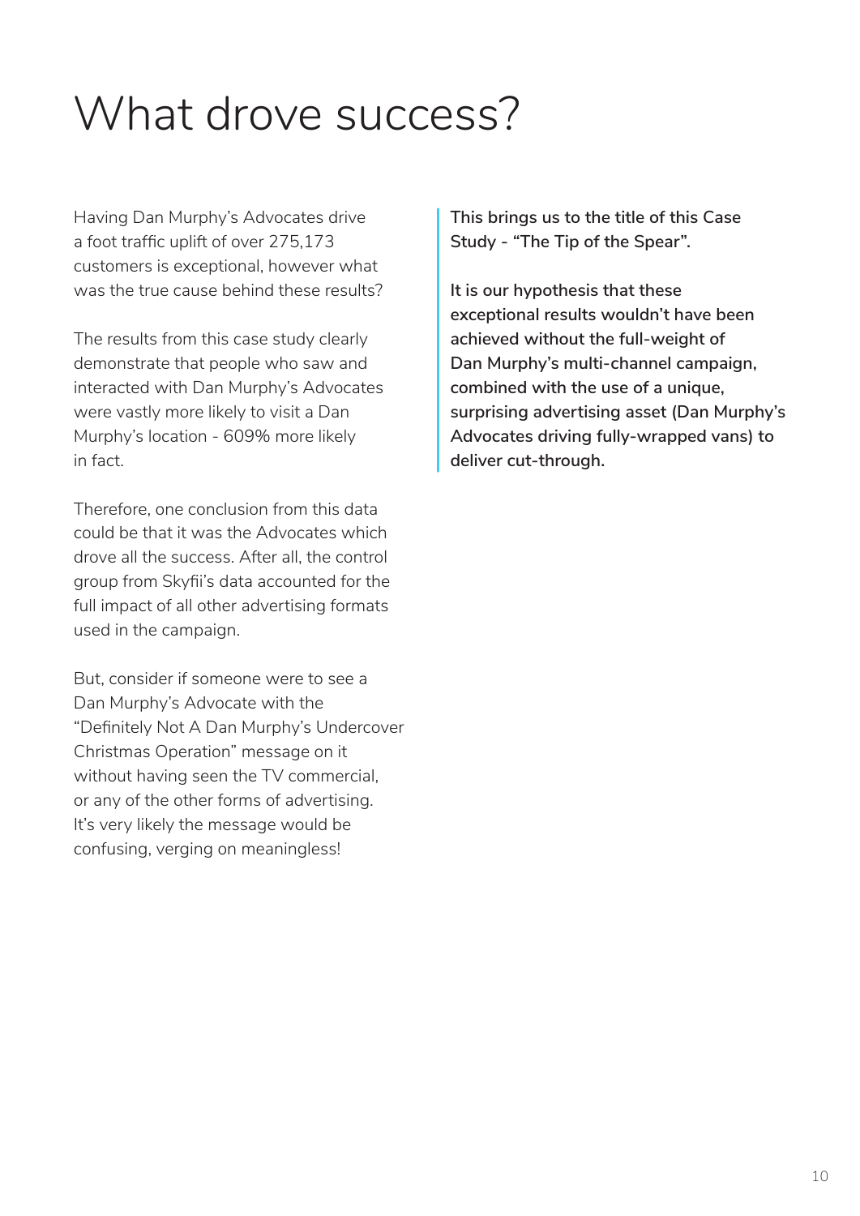# What drove success?

Having Dan Murphy's Advocates drive a foot traffic uplift of over 275,173 customers is exceptional, however what was the true cause behind these results?

The results from this case study clearly demonstrate that people who saw and interacted with Dan Murphy's Advocates were vastly more likely to visit a Dan Murphy's location - 609% more likely in fact.

Therefore, one conclusion from this data could be that it was the Advocates which drove all the success. After all, the control group from Skyfii's data accounted for the full impact of all other advertising formats used in the campaign.

But, consider if someone were to see a Dan Murphy's Advocate with the "Definitely Not A Dan Murphy's Undercover Christmas Operation" message on it without having seen the TV commercial, or any of the other forms of advertising. It's very likely the message would be confusing, verging on meaningless!

**This brings us to the title of this Case Study - "The Tip of the Spear".**

**It is our hypothesis that these exceptional results wouldn't have been achieved without the full-weight of Dan Murphy's multi-channel campaign, combined with the use of a unique, surprising advertising asset (Dan Murphy's Advocates driving fully-wrapped vans) to deliver cut-through.**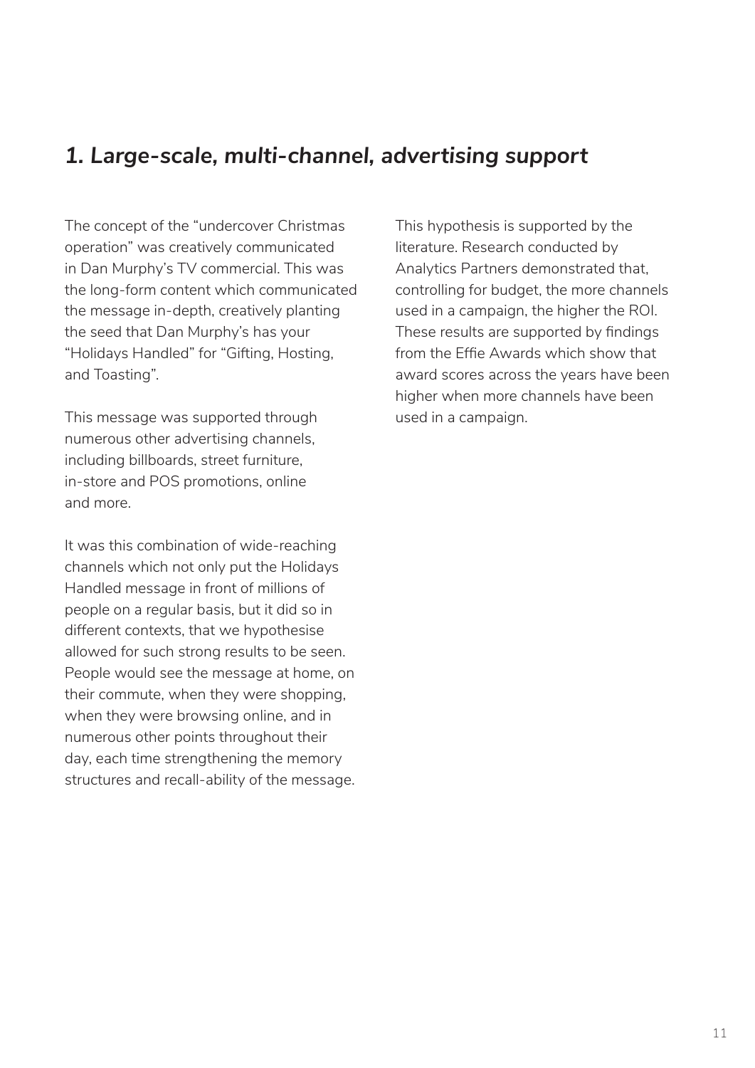## *1. Large-scale, multi-channel, advertising support*

The concept of the "undercover Christmas operation" was creatively communicated in Dan Murphy's TV commercial. This was the long-form content which communicated the message in-depth, creatively planting the seed that Dan Murphy's has your "Holidays Handled" for "Gifting, Hosting, and Toasting".

This message was supported through numerous other advertising channels, including billboards, street furniture, in-store and POS promotions, online and more.

It was this combination of wide-reaching channels which not only put the Holidays Handled message in front of millions of people on a regular basis, but it did so in different contexts, that we hypothesise allowed for such strong results to be seen. People would see the message at home, on their commute, when they were shopping, when they were browsing online, and in numerous other points throughout their day, each time strengthening the memory structures and recall-ability of the message.

This hypothesis is supported by the literature. Research conducted by Analytics Partners demonstrated that, controlling for budget, the more channels used in a campaign, the higher the ROI. These results are supported by findings from the Effie Awards which show that award scores across the years have been higher when more channels have been used in a campaign.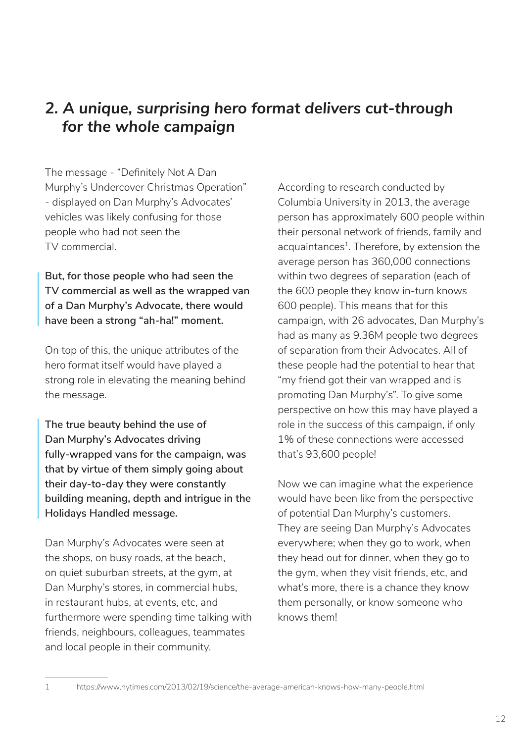## *2. A unique, surprising hero format delivers cut-through for the whole campaign*

The message - "Definitely Not A Dan Murphy's Undercover Christmas Operation" - displayed on Dan Murphy's Advocates' vehicles was likely confusing for those people who had not seen the TV commercial.

**But, for those people who had seen the TV commercial as well as the wrapped van of a Dan Murphy's Advocate, there would have been a strong "ah-ha!" moment.**

On top of this, the unique attributes of the hero format itself would have played a strong role in elevating the meaning behind the message.

**The true beauty behind the use of Dan Murphy's Advocates driving fully-wrapped vans for the campaign, was that by virtue of them simply going about their day-to-day they were constantly building meaning, depth and intrigue in the Holidays Handled message.**

Dan Murphy's Advocates were seen at the shops, on busy roads, at the beach, on quiet suburban streets, at the gym, at Dan Murphy's stores, in commercial hubs, in restaurant hubs, at events, etc, and furthermore were spending time talking with friends, neighbours, colleagues, teammates and local people in their community.

According to research conducted by Columbia University in 2013, the average person has approximately 600 people within their personal network of friends, family and acquaintances[1]. Therefore, by extension the average person has 360,000 connections within two degrees of separation (each of the 600 people they know in-turn knows 600 people). This means that for this campaign, with 26 advocates, Dan Murphy's had as many as 9.36M people two degrees of separation from their Advocates. All of these people had the potential to hear that "my friend got their van wrapped and is promoting Dan Murphy's". To give some perspective on how this may have played a role in the success of this campaign, if only 1% of these connections were accessed that's 93,600 people!

Now we can imagine what the experience would have been like from the perspective of potential Dan Murphy's customers. They are seeing Dan Murphy's Advocates everywhere; when they go to work, when they head out for dinner, when they go to the gym, when they visit friends, etc, and what's more, there is a chance they know them personally, or know someone who knows them!

---

1 https://www.nytimes.com/2013/02/19/science/the-average-american-knows-how-many-people.html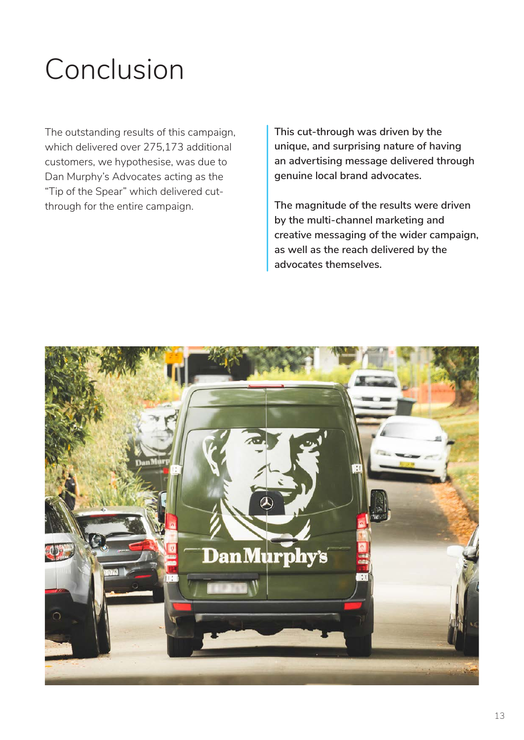# Conclusion

The outstanding results of this campaign, which delivered over 275,173 additional customers, we hypothesise, was due to Dan Murphy's Advocates acting as the "Tip of the Spear" which delivered cut-through for the entire campaign.

**This cut-through was driven by the unique, and surprising nature of having an advertising message delivered through genuine local brand advocates.**

**The magnitude of the results were driven by the multi-channel marketing and creative messaging of the wider campaign, as well as the reach delivered by the advocates themselves.**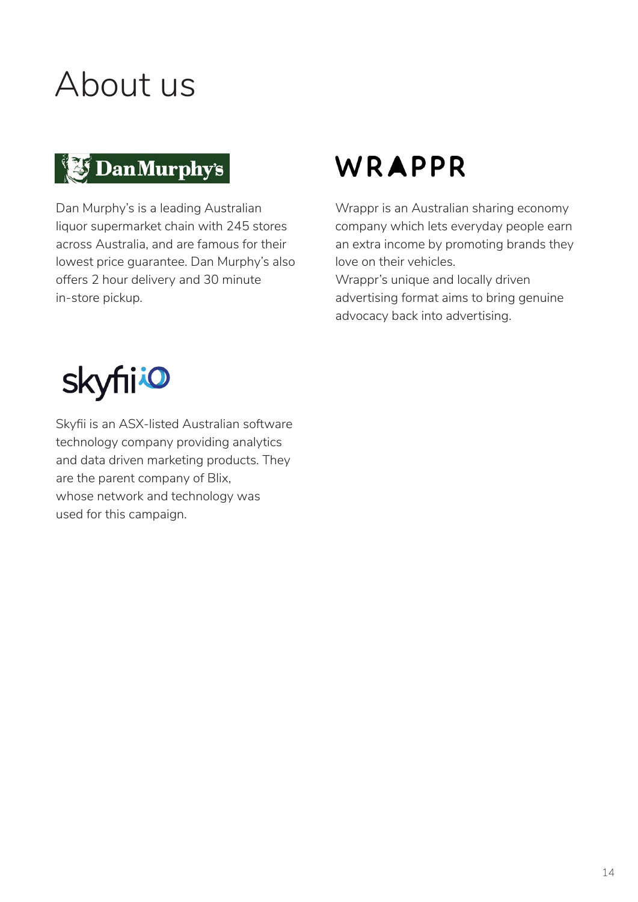# About us

## Dan Murphy's

Dan Murphy's is a leading Australian liquor supermarket chain with 245 stores across Australia, and are famous for their lowest price guarantee. Dan Murphy's also offers 2 hour delivery and 30 minute in-store pickup.

## WRAPPR

Wrappr is an Australian sharing economy company which lets everyday people earn an extra income by promoting brands they love on their vehicles.
Wrappr's unique and locally driven advertising format aims to bring genuine advocacy back into advertising.

## skyfii

Skyfii is an ASX-listed Australian software technology company providing analytics and data driven marketing products. They are the parent company of Blix, whose network and technology was used for this campaign.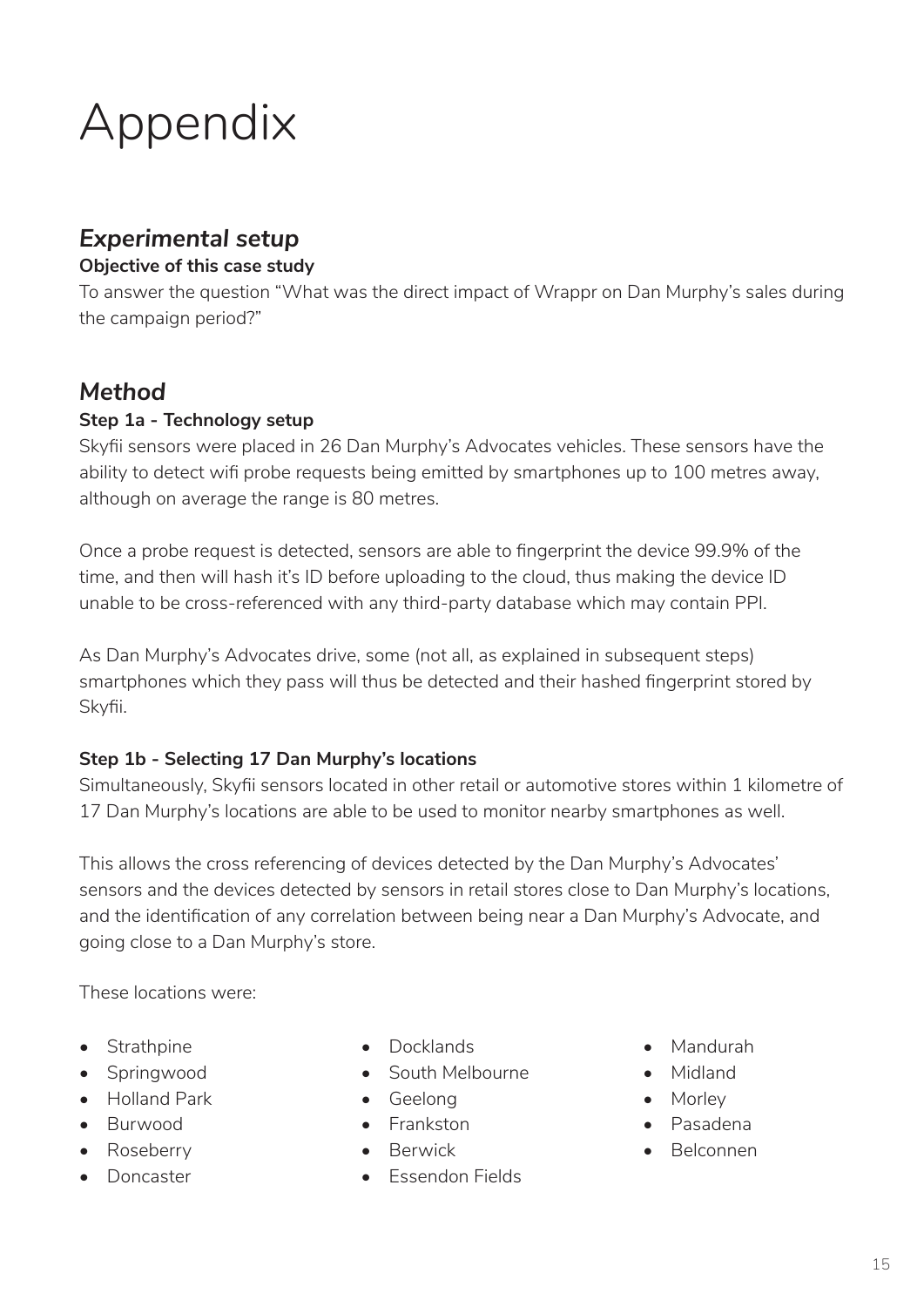# Appendix

## *Experimental setup*

**Objective of this case study**

To answer the question "What was the direct impact of Wrappr on Dan Murphy's sales during the campaign period?"

## *Method*

**Step 1a - Technology setup**

Skyfii sensors were placed in 26 Dan Murphy's Advocates vehicles. These sensors have the ability to detect wifi probe requests being emitted by smartphones up to 100 metres away, although on average the range is 80 metres.

Once a probe request is detected, sensors are able to fingerprint the device 99.9% of the time, and then will hash it's ID before uploading to the cloud, thus making the device ID unable to be cross-referenced with any third-party database which may contain PPI.

As Dan Murphy's Advocates drive, some (not all, as explained in subsequent steps) smartphones which they pass will thus be detected and their hashed fingerprint stored by Skyfii.

**Step 1b - Selecting 17 Dan Murphy's locations**

Simultaneously, Skyfii sensors located in other retail or automotive stores within 1 kilometre of 17 Dan Murphy's locations are able to be used to monitor nearby smartphones as well.

This allows the cross referencing of devices detected by the Dan Murphy's Advocates' sensors and the devices detected by sensors in retail stores close to Dan Murphy's locations, and the identification of any correlation between being near a Dan Murphy's Advocate, and going close to a Dan Murphy's store.

These locations were:

- Strathpine
- Springwood
- Holland Park
- Burwood
- Roseberry
- Doncaster
- Docklands
- South Melbourne
- Geelong
- Frankston
- Berwick
- Essendon Fields
- Mandurah
- Midland
- Morley
- Pasadena
- Belconnen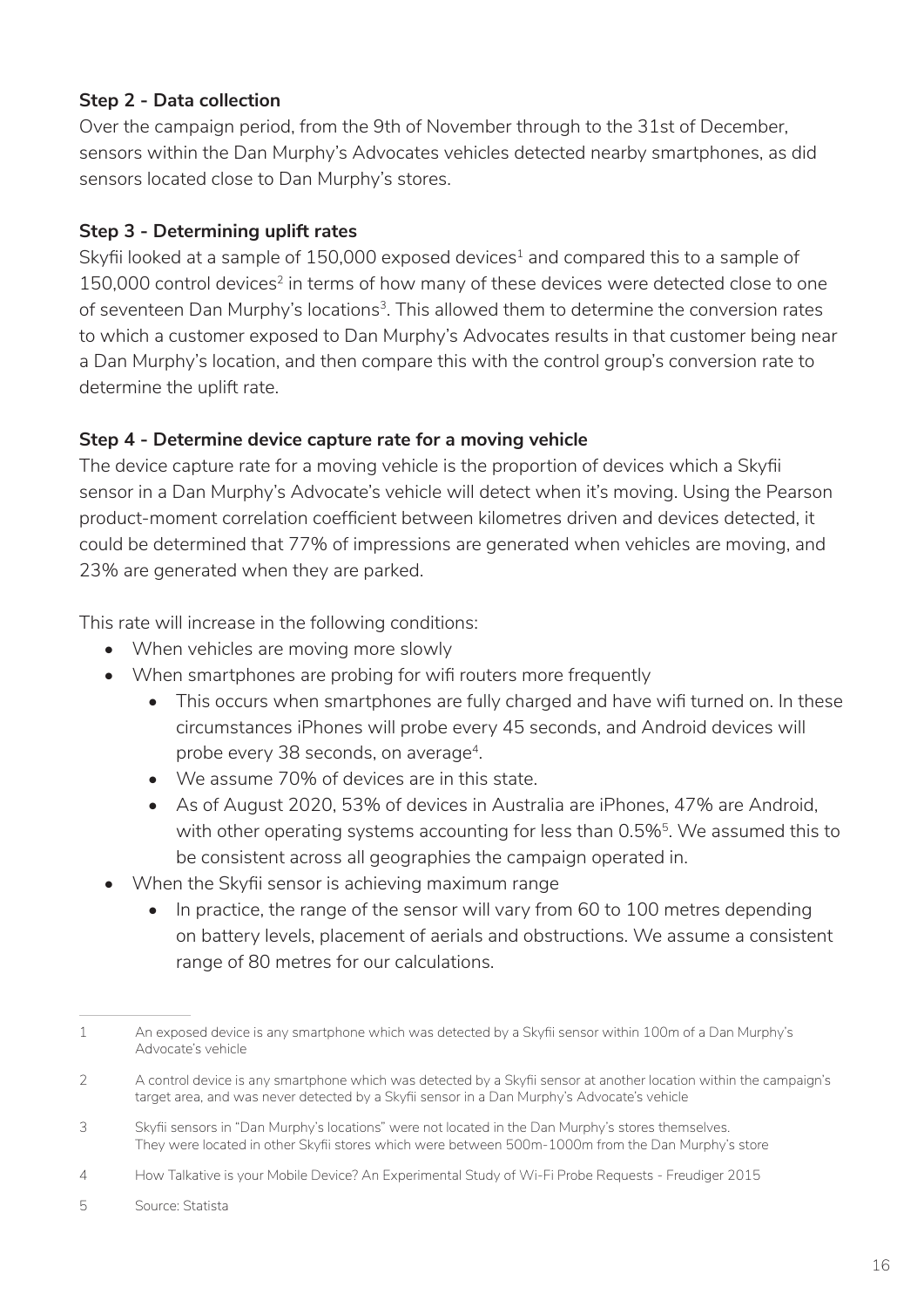### Step 2 - Data collection

Over the campaign period, from the 9th of November through to the 31st of December, sensors within the Dan Murphy's Advocates vehicles detected nearby smartphones, as did sensors located close to Dan Murphy's stores.

### Step 3 - Determining uplift rates

Skyfii looked at a sample of 150,000 exposed devices[1] and compared this to a sample of 150,000 control devices[2] in terms of how many of these devices were detected close to one of seventeen Dan Murphy's locations[3]. This allowed them to determine the conversion rates to which a customer exposed to Dan Murphy's Advocates results in that customer being near a Dan Murphy's location, and then compare this with the control group's conversion rate to determine the uplift rate.

### Step 4 - Determine device capture rate for a moving vehicle

The device capture rate for a moving vehicle is the proportion of devices which a Skyfii sensor in a Dan Murphy's Advocate's vehicle will detect when it's moving. Using the Pearson product-moment correlation coefficient between kilometres driven and devices detected, it could be determined that 77% of impressions are generated when vehicles are moving, and 23% are generated when they are parked.

This rate will increase in the following conditions:

- When vehicles are moving more slowly
- When smartphones are probing for wifi routers more frequently
  - This occurs when smartphones are fully charged and have wifi turned on. In these circumstances iPhones will probe every 45 seconds, and Android devices will probe every 38 seconds, on average[4].
  - We assume 70% of devices are in this state.
  - As of August 2020, 53% of devices in Australia are iPhones, 47% are Android, with other operating systems accounting for less than 0.5%[5]. We assumed this to be consistent across all geographies the campaign operated in.
- When the Skyfii sensor is achieving maximum range
  - In practice, the range of the sensor will vary from 60 to 100 metres depending on battery levels, placement of aerials and obstructions. We assume a consistent range of 80 metres for our calculations.

---

1. An exposed device is any smartphone which was detected by a Skyfii sensor within 100m of a Dan Murphy's Advocate's vehicle
2. A control device is any smartphone which was detected by a Skyfii sensor at another location within the campaign's target area, and was never detected by a Skyfii sensor in a Dan Murphy's Advocate's vehicle
3. Skyfii sensors in "Dan Murphy's locations" were not located in the Dan Murphy's stores themselves. They were located in other Skyfii stores which were between 500m-1000m from the Dan Murphy's store
4. How Talkative is your Mobile Device? An Experimental Study of Wi-Fi Probe Requests - Freudiger 2015
5. Source: Statista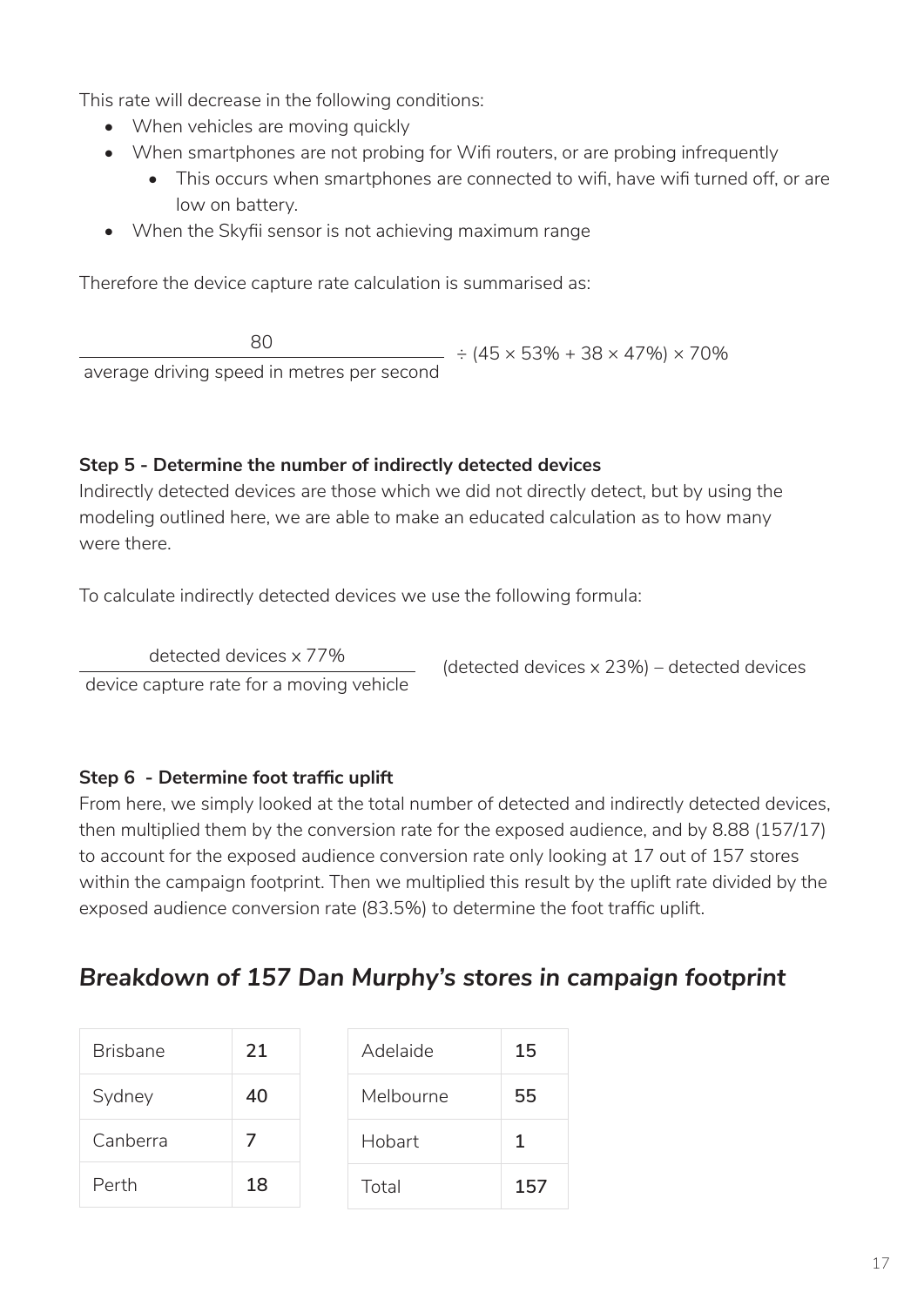This rate will decrease in the following conditions:

- When vehicles are moving quickly
- When smartphones are not probing for Wifi routers, or are probing infrequently
  - This occurs when smartphones are connected to wifi, have wifi turned off, or are low on battery.
- When the Skyfii sensor is not achieving maximum range

Therefore the device capture rate calculation is summarised as:

$$\frac{80}{\text{average driving speed in metres per second}} \div (45 \times 53\% + 38 \times 47\%) \times 70\%$$

**Step 5 - Determine the number of indirectly detected devices**

Indirectly detected devices are those which we did not directly detect, but by using the modeling outlined here, we are able to make an educated calculation as to how many were there.

To calculate indirectly detected devices we use the following formula:

$$\frac{\text{detected devices} \times 77\%}{\text{device capture rate for a moving vehicle}} \quad (\text{detected devices} \times 23\%) - \text{detected devices}$$

**Step 6 - Determine foot traffic uplift**

From here, we simply looked at the total number of detected and indirectly detected devices, then multiplied them by the conversion rate for the exposed audience, and by 8.88 (157/17) to account for the exposed audience conversion rate only looking at 17 out of 157 stores within the campaign footprint. Then we multiplied this result by the uplift rate divided by the exposed audience conversion rate (83.5%) to determine the foot traffic uplift.

## *Breakdown of 157 Dan Murphy's stores in campaign footprint*

| | |
|---|---|
| Brisbane | 21 |
| Sydney | 40 |
| Canberra | 7 |
| Perth | 18 |

| | |
|---|---|
| Adelaide | 15 |
| Melbourne | 55 |
| Hobart | 1 |
| Total | 157 |